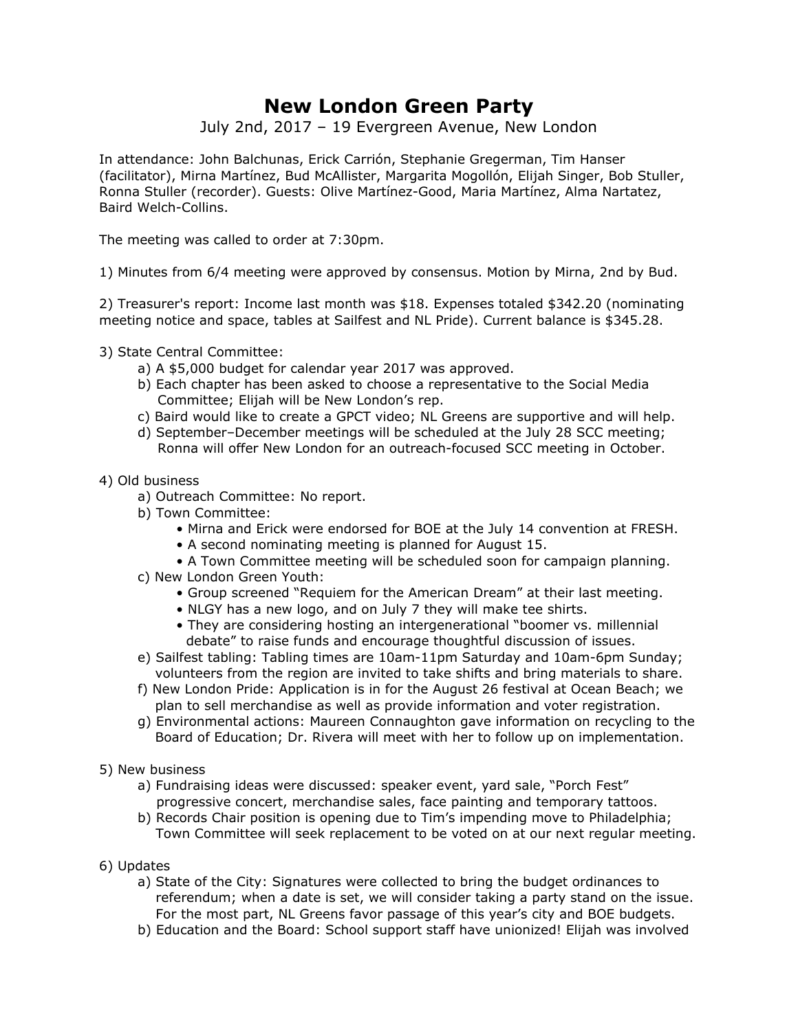# New London Green Party

July 2nd, 2017 – 19 Evergreen Avenue, New London

In attendance: John Balchunas, Erick Carrión, Stephanie Gregerman, Tim Hanser (facilitator), Mirna Martínez, Bud McAllister, Margarita Mogollón, Elijah Singer, Bob Stuller, Ronna Stuller (recorder). Guests: Olive Martínez-Good, Maria Martínez, Alma Nartatez, Baird Welch-Collins.

The meeting was called to order at 7:30pm.

1) Minutes from 6/4 meeting were approved by consensus. Motion by Mirna, 2nd by Bud.

2) Treasurer's report: Income last month was $18. Expenses totaled $342.20 (nominating meeting notice and space, tables at Sailfest and NL Pride). Current balance is $345.28.

3) State Central Committee:
   - a) A $5,000 budget for calendar year 2017 was approved.
   - b) Each chapter has been asked to choose a representative to the Social Media Committee; Elijah will be New London's rep.
   - c) Baird would like to create a GPCT video; NL Greens are supportive and will help.
   - d) September–December meetings will be scheduled at the July 28 SCC meeting; Ronna will offer New London for an outreach-focused SCC meeting in October.

4) Old business
   - a) Outreach Committee: No report.
   - b) Town Committee:
     - Mirna and Erick were endorsed for BOE at the July 14 convention at FRESH.
     - A second nominating meeting is planned for August 15.
     - A Town Committee meeting will be scheduled soon for campaign planning.
   - c) New London Green Youth:
     - Group screened "Requiem for the American Dream" at their last meeting.
     - NLGY has a new logo, and on July 7 they will make tee shirts.
     - They are considering hosting an intergenerational "boomer vs. millennial debate" to raise funds and encourage thoughtful discussion of issues.
   - e) Sailfest tabling: Tabling times are 10am-11pm Saturday and 10am-6pm Sunday; volunteers from the region are invited to take shifts and bring materials to share.
   - f) New London Pride: Application is in for the August 26 festival at Ocean Beach; we plan to sell merchandise as well as provide information and voter registration.
   - g) Environmental actions: Maureen Connaughton gave information on recycling to the Board of Education; Dr. Rivera will meet with her to follow up on implementation.

5) New business
   - a) Fundraising ideas were discussed: speaker event, yard sale, "Porch Fest" progressive concert, merchandise sales, face painting and temporary tattoos.
   - b) Records Chair position is opening due to Tim's impending move to Philadelphia; Town Committee will seek replacement to be voted on at our next regular meeting.

6) Updates
   - a) State of the City: Signatures were collected to bring the budget ordinances to referendum; when a date is set, we will consider taking a party stand on the issue. For the most part, NL Greens favor passage of this year's city and BOE budgets.
   - b) Education and the Board: School support staff have unionized! Elijah was involved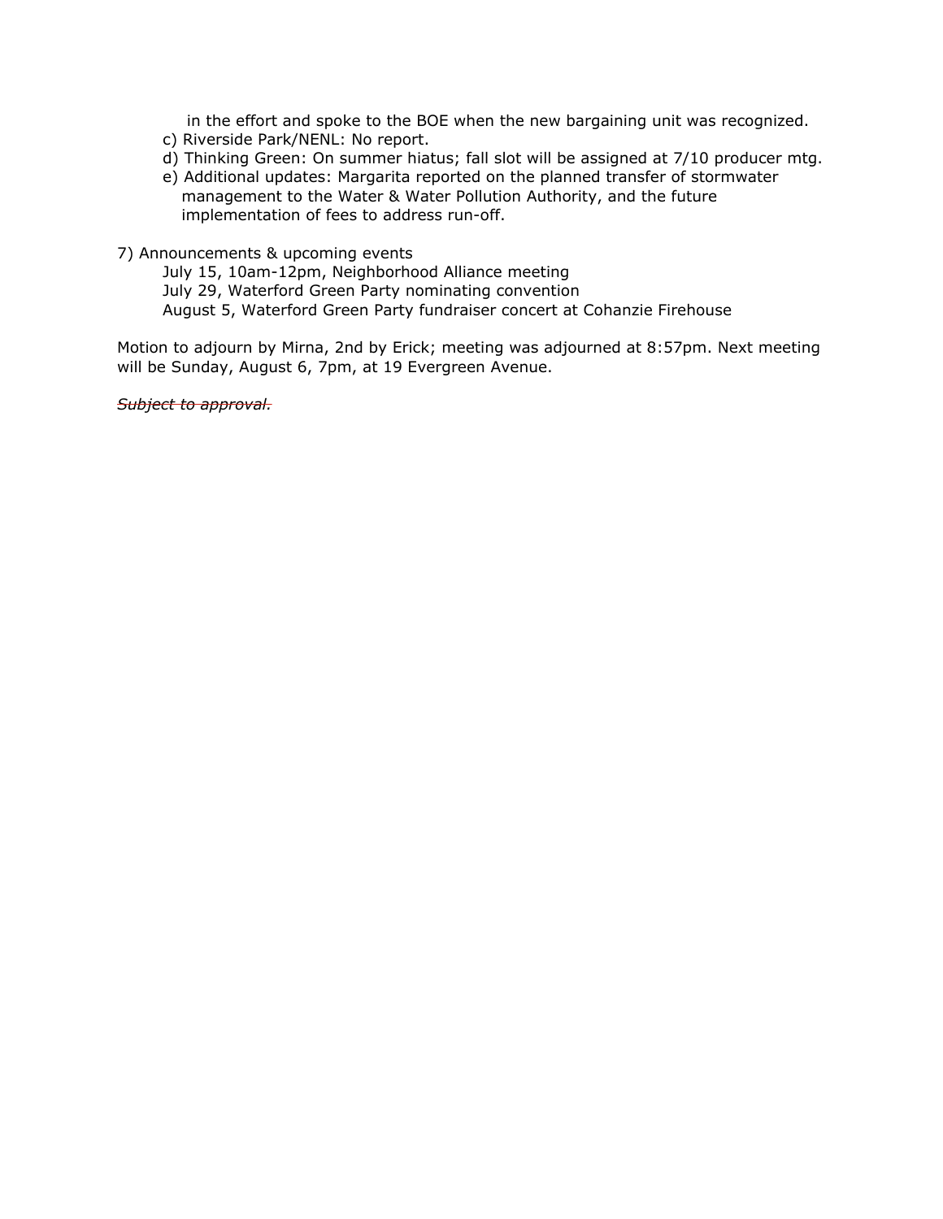in the effort and spoke to the BOE when the new bargaining unit was recognized.

c) Riverside Park/NENL: No report.

d) Thinking Green: On summer hiatus; fall slot will be assigned at 7/10 producer mtg.

e) Additional updates: Margarita reported on the planned transfer of stormwater management to the Water & Water Pollution Authority, and the future implementation of fees to address run-off.

7) Announcements & upcoming events

July 15, 10am-12pm, Neighborhood Alliance meeting
July 29, Waterford Green Party nominating convention
August 5, Waterford Green Party fundraiser concert at Cohanzie Firehouse

Motion to adjourn by Mirna, 2nd by Erick; meeting was adjourned at 8:57pm. Next meeting will be Sunday, August 6, 7pm, at 19 Evergreen Avenue.

~~*Subject to approval.*~~